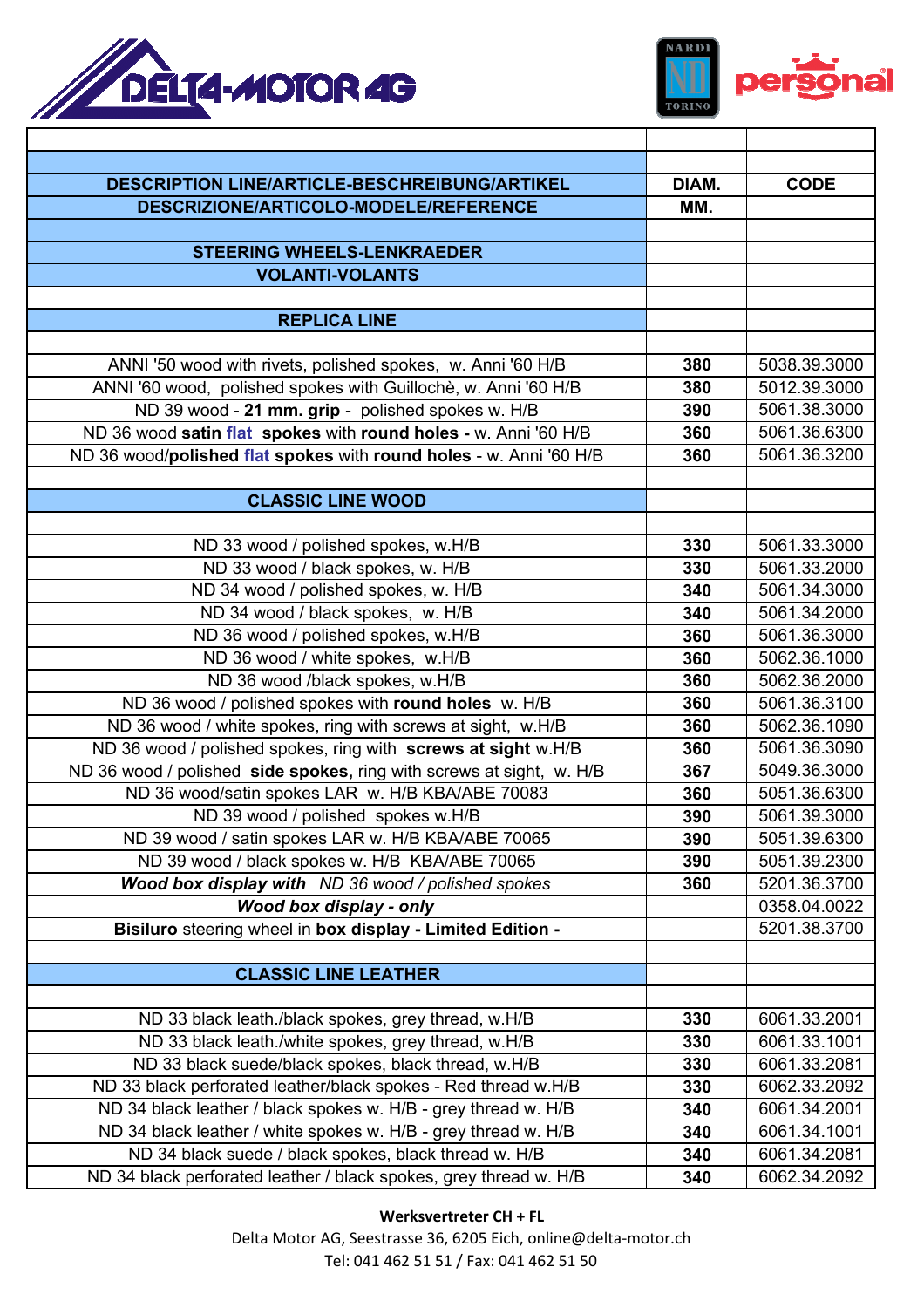DELTA-MOTOR AG

NARDI TORINO personal

| DESCRIPTION LINE/ARTICLE-BESCHREIBUNG/ARTIKEL DESCRIZIONE/ARTICOLO-MODELE/REFERENCE | DIAM. MM. | CODE |
|---|---|---|
| | | |
| **STEERING WHEELS-LENKRAEDER** | | |
| **VOLANTI-VOLANTS** | | |
| | | |
| **REPLICA LINE** | | |
| | | |
| ANNI '50 wood with rivets, polished spokes, w. Anni '60 H/B | **380** | 5038.39.3000 |
| ANNI '60 wood, polished spokes with Guillochè, w. Anni '60 H/B | **380** | 5012.39.3000 |
| ND 39 wood - **21 mm. grip** - polished spokes w. H/B | **390** | 5061.38.3000 |
| ND 36 wood **satin flat spokes** with **round holes -** w. Anni '60 H/B | **360** | 5061.36.6300 |
| ND 36 wood/**polished flat spokes** with **round holes** - w. Anni '60 H/B | **360** | 5061.36.3200 |
| | | |
| **CLASSIC LINE WOOD** | | |
| | | |
| ND 33 wood / polished spokes, w.H/B | **330** | 5061.33.3000 |
| ND 33 wood / black spokes, w. H/B | **330** | 5061.33.2000 |
| ND 34 wood / polished spokes, w. H/B | **340** | 5061.34.3000 |
| ND 34 wood / black spokes, w. H/B | **340** | 5061.34.2000 |
| ND 36 wood / polished spokes, w.H/B | **360** | 5061.36.3000 |
| ND 36 wood / white spokes, w.H/B | **360** | 5062.36.1000 |
| ND 36 wood /black spokes, w.H/B | **360** | 5062.36.2000 |
| ND 36 wood / polished spokes with **round holes** w. H/B | **360** | 5061.36.3100 |
| ND 36 wood / white spokes, ring with screws at sight, w.H/B | **360** | 5062.36.1090 |
| ND 36 wood / polished spokes, ring with **screws at sight** w.H/B | **360** | 5061.36.3090 |
| ND 36 wood / polished **side spokes,** ring with screws at sight, w. H/B | **367** | 5049.36.3000 |
| ND 36 wood/satin spokes LAR w. H/B KBA/ABE 70083 | **360** | 5051.36.6300 |
| ND 39 wood / polished spokes w.H/B | **390** | 5061.39.3000 |
| ND 39 wood / satin spokes LAR w. H/B KBA/ABE 70065 | **390** | 5051.39.6300 |
| ND 39 wood / black spokes w. H/B KBA/ABE 70065 | **390** | 5051.39.2300 |
| ***Wood box display with*** *ND 36 wood / polished spokes* | **360** | 5201.36.3700 |
| ***Wood box display - only*** | | 0358.04.0022 |
| **Bisiluro** steering wheel in **box display - Limited Edition -** | | 5201.38.3700 |
| | | |
| **CLASSIC LINE LEATHER** | | |
| | | |
| ND 33 black leath./black spokes, grey thread, w.H/B | **330** | 6061.33.2001 |
| ND 33 black leath./white spokes, grey thread, w.H/B | **330** | 6061.33.1001 |
| ND 33 black suede/black spokes, black thread, w.H/B | **330** | 6061.33.2081 |
| ND 33 black perforated leather/black spokes - Red thread w.H/B | **330** | 6062.33.2092 |
| ND 34 black leather / black spokes w. H/B - grey thread w. H/B | **340** | 6061.34.2001 |
| ND 34 black leather / white spokes w. H/B - grey thread w. H/B | **340** | 6061.34.1001 |
| ND 34 black suede / black spokes, black thread w. H/B | **340** | 6061.34.2081 |
| ND 34 black perforated leather / black spokes, grey thread w. H/B | **340** | 6062.34.2092 |

**Werksvertreter CH + FL**
Delta Motor AG, Seestrasse 36, 6205 Eich, online@delta-motor.ch
Tel: 041 462 51 51 / Fax: 041 462 51 50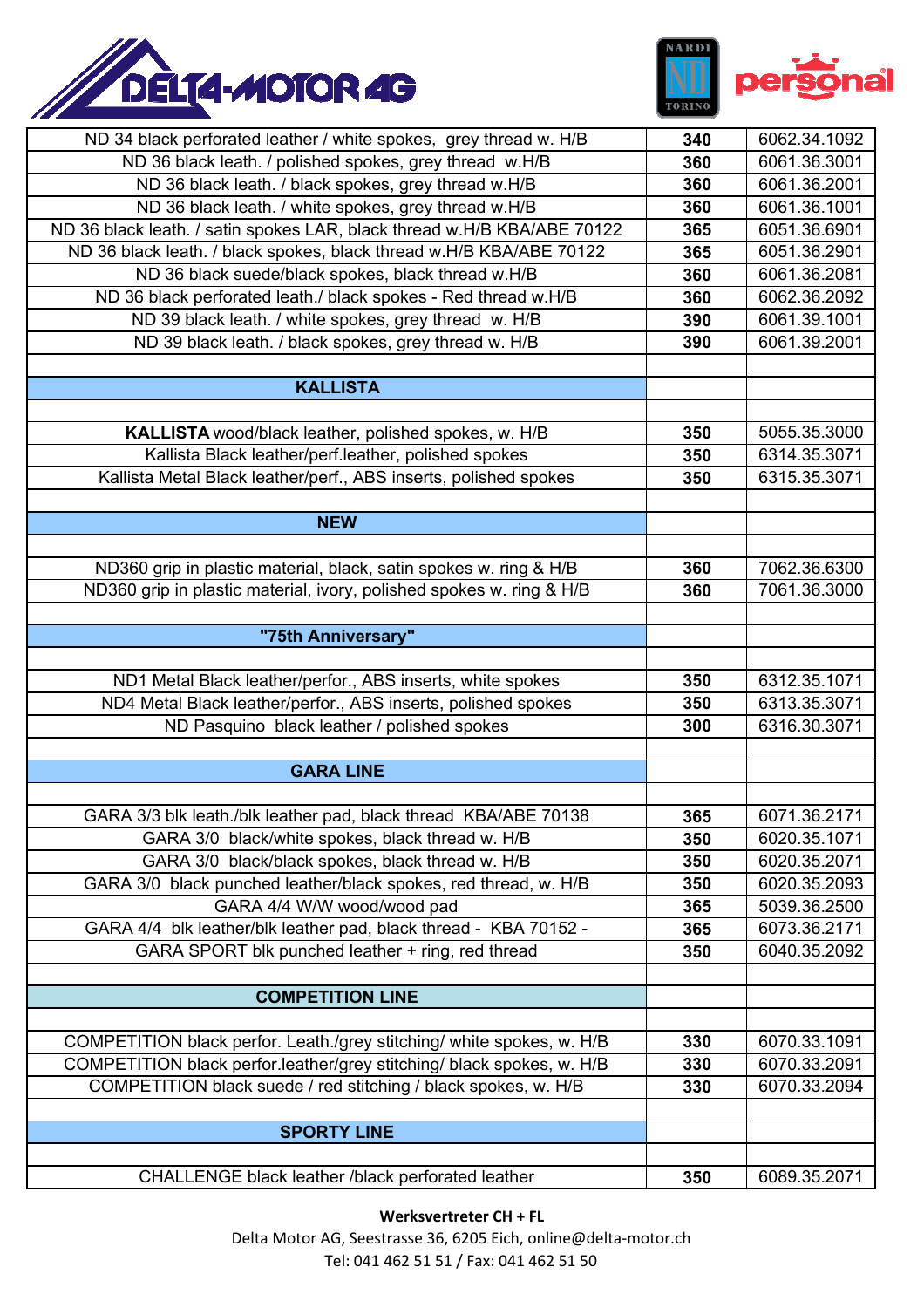| | | |
|---|---|---|
| ND 34 black perforated leather / white spokes, grey thread w. H/B | **340** | 6062.34.1092 |
| ND 36 black leath. / polished spokes, grey thread w.H/B | **360** | 6061.36.3001 |
| ND 36 black leath. / black spokes, grey thread w.H/B | **360** | 6061.36.2001 |
| ND 36 black leath. / white spokes, grey thread w.H/B | **360** | 6061.36.1001 |
| ND 36 black leath. / satin spokes LAR, black thread w.H/B KBA/ABE 70122 | **365** | 6051.36.6901 |
| ND 36 black leath. / black spokes, black thread w.H/B KBA/ABE 70122 | **365** | 6051.36.2901 |
| ND 36 black suede/black spokes, black thread w.H/B | **360** | 6061.36.2081 |
| ND 36 black perforated leath./ black spokes - Red thread w.H/B | **360** | 6062.36.2092 |
| ND 39 black leath. / white spokes, grey thread w. H/B | **390** | 6061.39.1001 |
| ND 39 black leath. / black spokes, grey thread w. H/B | **390** | 6061.39.2001 |
| | | |
| **KALLISTA** | | |
| | | |
| **KALLISTA** wood/black leather, polished spokes, w. H/B | **350** | 5055.35.3000 |
| Kallista Black leather/perf.leather, polished spokes | **350** | 6314.35.3071 |
| Kallista Metal Black leather/perf., ABS inserts, polished spokes | **350** | 6315.35.3071 |
| | | |
| **NEW** | | |
| | | |
| ND360 grip in plastic material, black, satin spokes w. ring & H/B | **360** | 7062.36.6300 |
| ND360 grip in plastic material, ivory, polished spokes w. ring & H/B | **360** | 7061.36.3000 |
| | | |
| **"75th Anniversary"** | | |
| | | |
| ND1 Metal Black leather/perfor., ABS inserts, white spokes | **350** | 6312.35.1071 |
| ND4 Metal Black leather/perfor., ABS inserts, polished spokes | **350** | 6313.35.3071 |
| ND Pasquino black leather / polished spokes | **300** | 6316.30.3071 |
| | | |
| **GARA LINE** | | |
| | | |
| GARA 3/3 blk leath./blk leather pad, black thread KBA/ABE 70138 | **365** | 6071.36.2171 |
| GARA 3/0 black/white spokes, black thread w. H/B | **350** | 6020.35.1071 |
| GARA 3/0 black/black spokes, black thread w. H/B | **350** | 6020.35.2071 |
| GARA 3/0 black punched leather/black spokes, red thread, w. H/B | **350** | 6020.35.2093 |
| GARA 4/4 W/W wood/wood pad | **365** | 5039.36.2500 |
| GARA 4/4 blk leather/blk leather pad, black thread - KBA 70152 - | **365** | 6073.36.2171 |
| GARA SPORT blk punched leather + ring, red thread | **350** | 6040.35.2092 |
| | | |
| **COMPETITION LINE** | | |
| | | |
| COMPETITION black perfor. Leath./grey stitching/ white spokes, w. H/B | **330** | 6070.33.1091 |
| COMPETITION black perfor.leather/grey stitching/ black spokes, w. H/B | **330** | 6070.33.2091 |
| COMPETITION black suede / red stitching / black spokes, w. H/B | **330** | 6070.33.2094 |
| | | |
| **SPORTY LINE** | | |
| | | |
| CHALLENGE black leather /black perforated leather | **350** | 6089.35.2071 |

**Werksvertreter CH + FL**

Delta Motor AG, Seestrasse 36, 6205 Eich, online@delta-motor.ch

Tel: 041 462 51 51 / Fax: 041 462 51 50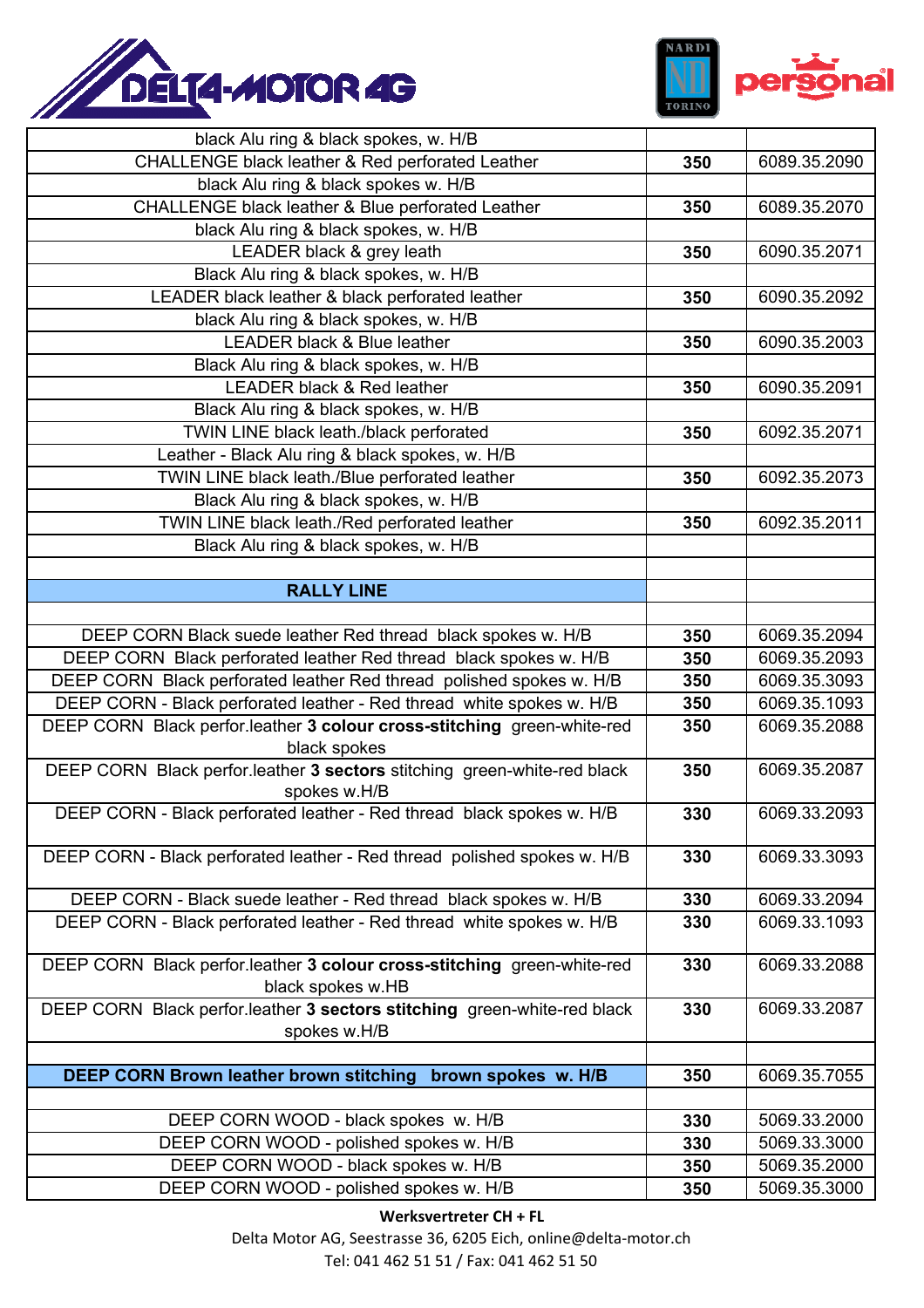| | | |
|---|---|---|
| black Alu ring & black spokes, w. H/B | | |
| CHALLENGE black leather & Red perforated Leather | **350** | 6089.35.2090 |
| black Alu ring & black spokes w. H/B | | |
| CHALLENGE black leather & Blue perforated Leather | **350** | 6089.35.2070 |
| black Alu ring & black spokes, w. H/B | | |
| LEADER black & grey leath | **350** | 6090.35.2071 |
| Black Alu ring & black spokes, w. H/B | | |
| LEADER black leather & black perforated leather | **350** | 6090.35.2092 |
| black Alu ring & black spokes, w. H/B | | |
| LEADER black & Blue leather | **350** | 6090.35.2003 |
| Black Alu ring & black spokes, w. H/B | | |
| LEADER black & Red leather | **350** | 6090.35.2091 |
| Black Alu ring & black spokes, w. H/B | | |
| TWIN LINE black leath./black perforated | **350** | 6092.35.2071 |
| Leather - Black Alu ring & black spokes, w. H/B | | |
| TWIN LINE black leath./Blue perforated leather | **350** | 6092.35.2073 |
| Black Alu ring & black spokes, w. H/B | | |
| TWIN LINE black leath./Red perforated leather | **350** | 6092.35.2011 |
| Black Alu ring & black spokes, w. H/B | | |
| | | |
| **RALLY LINE** | | |
| | | |
| DEEP CORN Black suede leather Red thread black spokes w. H/B | **350** | 6069.35.2094 |
| DEEP CORN Black perforated leather Red thread black spokes w. H/B | **350** | 6069.35.2093 |
| DEEP CORN Black perforated leather Red thread polished spokes w. H/B | **350** | 6069.35.3093 |
| DEEP CORN - Black perforated leather - Red thread white spokes w. H/B | **350** | 6069.35.1093 |
| DEEP CORN Black perfor.leather **3 colour cross-stitching** green-white-red black spokes | **350** | 6069.35.2088 |
| DEEP CORN Black perfor.leather **3 sectors** stitching green-white-red black spokes w.H/B | **350** | 6069.35.2087 |
| DEEP CORN - Black perforated leather - Red thread black spokes w. H/B | **330** | 6069.33.2093 |
| DEEP CORN - Black perforated leather - Red thread polished spokes w. H/B | **330** | 6069.33.3093 |
| DEEP CORN - Black suede leather - Red thread black spokes w. H/B | **330** | 6069.33.2094 |
| DEEP CORN - Black perforated leather - Red thread white spokes w. H/B | **330** | 6069.33.1093 |
| DEEP CORN Black perfor.leather **3 colour cross-stitching** green-white-red black spokes w.HB | **330** | 6069.33.2088 |
| DEEP CORN Black perfor.leather **3 sectors stitching** green-white-red black spokes w.H/B | **330** | 6069.33.2087 |
| | | |
| **DEEP CORN Brown leather brown stitching brown spokes w. H/B** | **350** | 6069.35.7055 |
| | | |
| DEEP CORN WOOD - black spokes w. H/B | **330** | 5069.33.2000 |
| DEEP CORN WOOD - polished spokes w. H/B | **330** | 5069.33.3000 |
| DEEP CORN WOOD - black spokes w. H/B | **350** | 5069.35.2000 |
| DEEP CORN WOOD - polished spokes w. H/B | **350** | 5069.35.3000 |

**Werksvertreter CH + FL**
Delta Motor AG, Seestrasse 36, 6205 Eich, online@delta-motor.ch
Tel: 041 462 51 51 / Fax: 041 462 51 50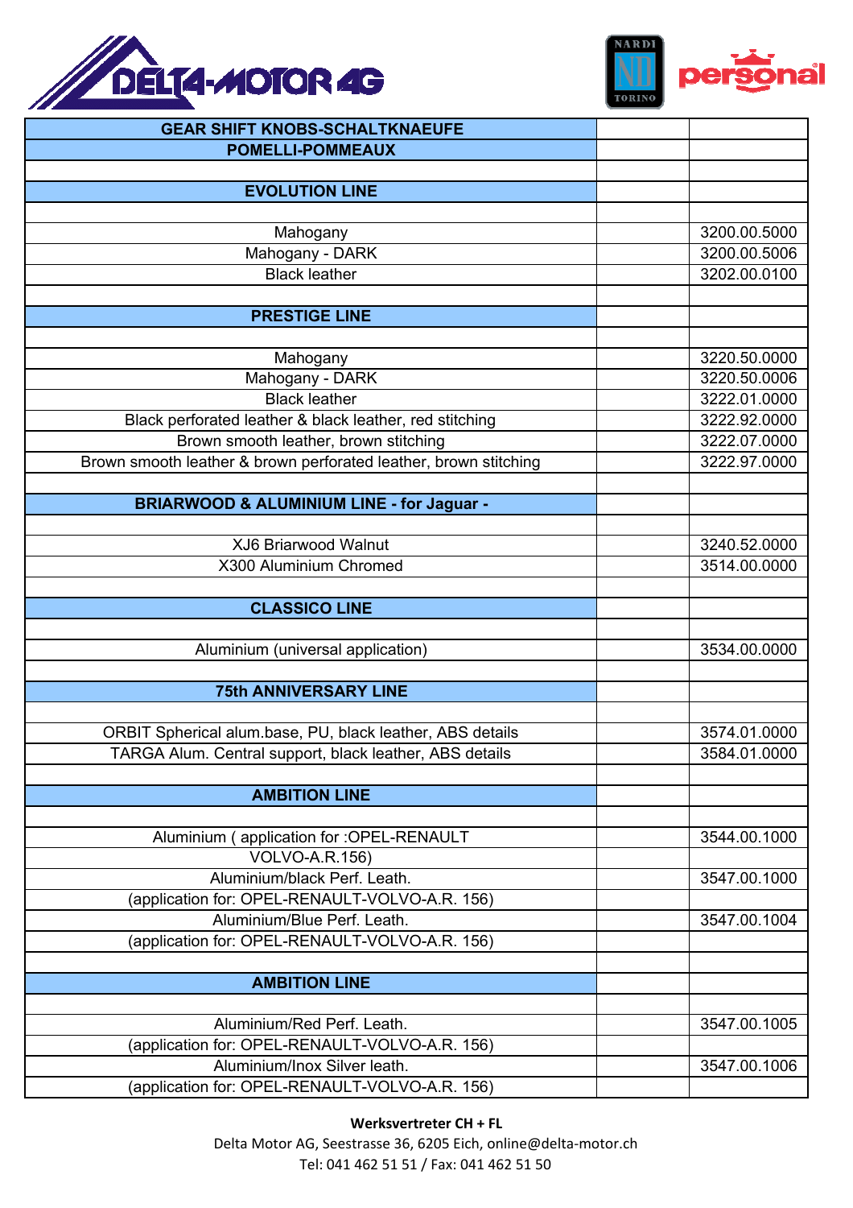| GEAR SHIFT KNOBS-SCHALTKNAEUFE | | |
|---|---|---|
| **POMELLI-POMMEAUX** | | |
| | | |
| **EVOLUTION LINE** | | |
| | | |
| Mahogany | | 3200.00.5000 |
| Mahogany - DARK | | 3200.00.5006 |
| Black leather | | 3202.00.0100 |
| | | |
| **PRESTIGE LINE** | | |
| | | |
| Mahogany | | 3220.50.0000 |
| Mahogany - DARK | | 3220.50.0006 |
| Black leather | | 3222.01.0000 |
| Black perforated leather & black leather, red stitching | | 3222.92.0000 |
| Brown smooth leather, brown stitching | | 3222.07.0000 |
| Brown smooth leather & brown perforated leather, brown stitching | | 3222.97.0000 |
| | | |
| **BRIARWOOD & ALUMINIUM LINE - for Jaguar -** | | |
| | | |
| XJ6 Briarwood Walnut | | 3240.52.0000 |
| X300 Aluminium Chromed | | 3514.00.0000 |
| | | |
| **CLASSICO LINE** | | |
| | | |
| Aluminium (universal application) | | 3534.00.0000 |
| | | |
| **75th ANNIVERSARY LINE** | | |
| | | |
| ORBIT Spherical alum.base, PU, black leather, ABS details | | 3574.01.0000 |
| TARGA Alum. Central support, black leather, ABS details | | 3584.01.0000 |
| | | |
| **AMBITION LINE** | | |
| | | |
| Aluminium ( application for :OPEL-RENAULT | | 3544.00.1000 |
| VOLVO-A.R.156) | | |
| Aluminium/black Perf. Leath. | | 3547.00.1000 |
| (application for: OPEL-RENAULT-VOLVO-A.R. 156) | | |
| Aluminium/Blue Perf. Leath. | | 3547.00.1004 |
| (application for: OPEL-RENAULT-VOLVO-A.R. 156) | | |
| | | |
| **AMBITION LINE** | | |
| | | |
| Aluminium/Red Perf. Leath. | | 3547.00.1005 |
| (application for: OPEL-RENAULT-VOLVO-A.R. 156) | | |
| Aluminium/Inox Silver leath. | | 3547.00.1006 |
| (application for: OPEL-RENAULT-VOLVO-A.R. 156) | | |

**Werksvertreter CH + FL**
Delta Motor AG, Seestrasse 36, 6205 Eich, online@delta-motor.ch
Tel: 041 462 51 51 / Fax: 041 462 51 50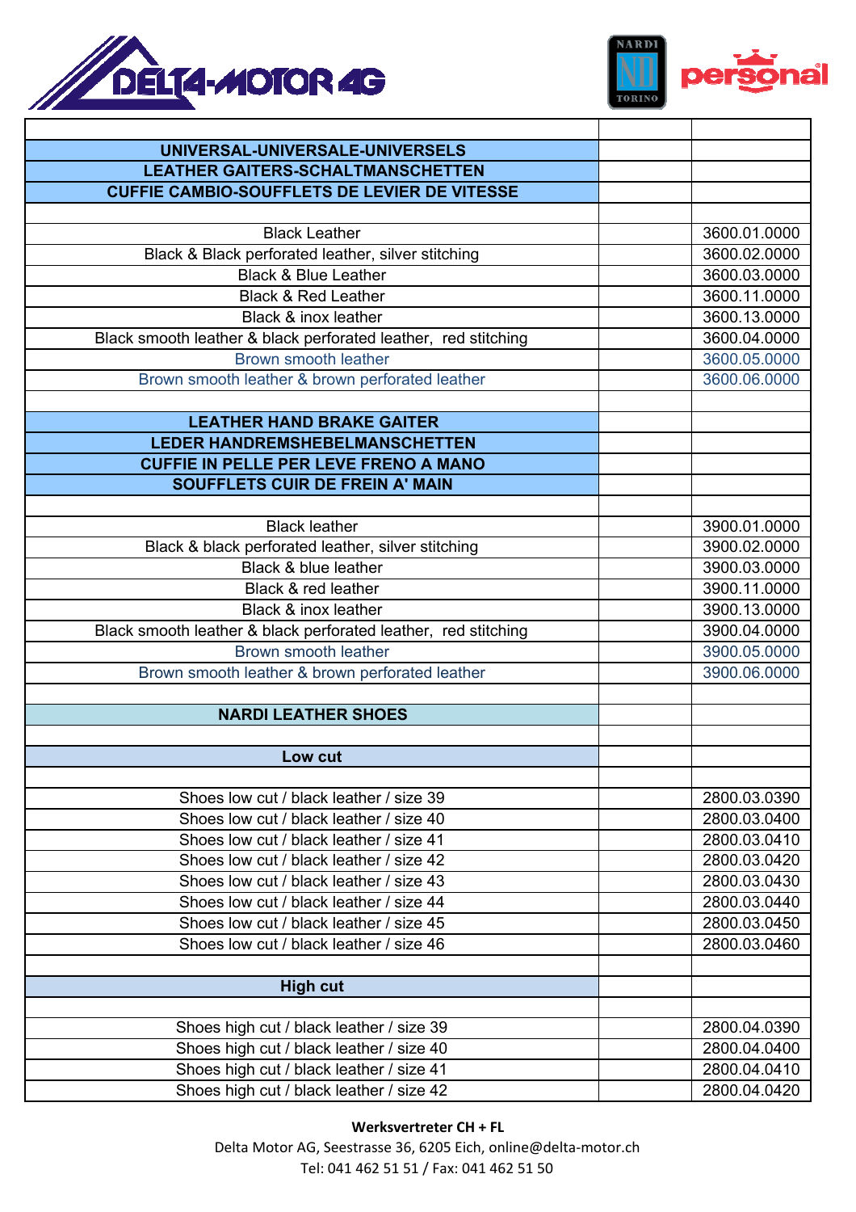| | | |
|---|---|---|
| **UNIVERSAL-UNIVERSALE-UNIVERSELS** | | |
| **LEATHER GAITERS-SCHALTMANSCHETTEN** | | |
| **CUFFIE CAMBIO-SOUFFLETS DE LEVIER DE VITESSE** | | |
| | | |
| Black Leather | | 3600.01.0000 |
| Black & Black perforated leather, silver stitching | | 3600.02.0000 |
| Black & Blue Leather | | 3600.03.0000 |
| Black & Red Leather | | 3600.11.0000 |
| Black & inox leather | | 3600.13.0000 |
| Black smooth leather & black perforated leather, red stitching | | 3600.04.0000 |
| Brown smooth leather | | 3600.05.0000 |
| Brown smooth leather & brown perforated leather | | 3600.06.0000 |
| | | |
| **LEATHER HAND BRAKE GAITER** | | |
| **LEDER HANDREMSHEBELMANSCHETTEN** | | |
| **CUFFIE IN PELLE PER LEVE FRENO A MANO** | | |
| **SOUFFLETS CUIR DE FREIN A' MAIN** | | |
| | | |
| Black leather | | 3900.01.0000 |
| Black & black perforated leather, silver stitching | | 3900.02.0000 |
| Black & blue leather | | 3900.03.0000 |
| Black & red leather | | 3900.11.0000 |
| Black & inox leather | | 3900.13.0000 |
| Black smooth leather & black perforated leather, red stitching | | 3900.04.0000 |
| Brown smooth leather | | 3900.05.0000 |
| Brown smooth leather & brown perforated leather | | 3900.06.0000 |
| | | |
| **NARDI LEATHER SHOES** | | |
| | | |
| **Low cut** | | |
| | | |
| Shoes low cut / black leather / size 39 | | 2800.03.0390 |
| Shoes low cut / black leather / size 40 | | 2800.03.0400 |
| Shoes low cut / black leather / size 41 | | 2800.03.0410 |
| Shoes low cut / black leather / size 42 | | 2800.03.0420 |
| Shoes low cut / black leather / size 43 | | 2800.03.0430 |
| Shoes low cut / black leather / size 44 | | 2800.03.0440 |
| Shoes low cut / black leather / size 45 | | 2800.03.0450 |
| Shoes low cut / black leather / size 46 | | 2800.03.0460 |
| | | |
| **High cut** | | |
| | | |
| Shoes high cut / black leather / size 39 | | 2800.04.0390 |
| Shoes high cut / black leather / size 40 | | 2800.04.0400 |
| Shoes high cut / black leather / size 41 | | 2800.04.0410 |
| Shoes high cut / black leather / size 42 | | 2800.04.0420 |

**Werksvertreter CH + FL**
Delta Motor AG, Seestrasse 36, 6205 Eich, online@delta-motor.ch
Tel: 041 462 51 51 / Fax: 041 462 51 50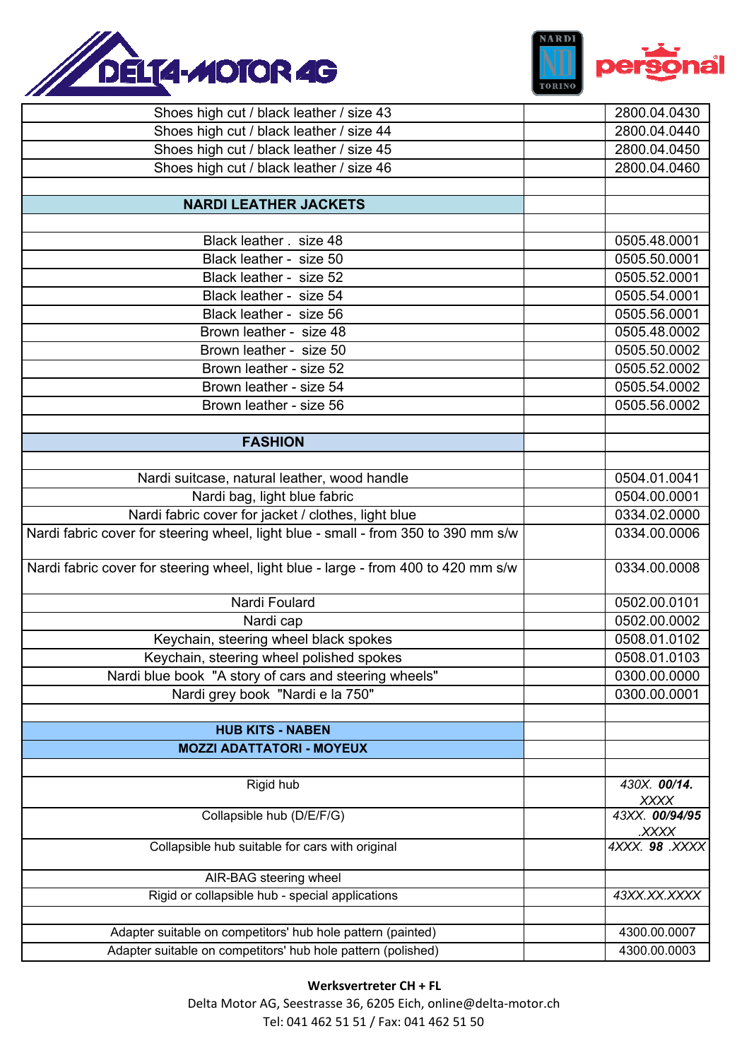| | | |
|---|---|---|
| Shoes high cut / black leather / size 43 | | 2800.04.0430 |
| Shoes high cut / black leather / size 44 | | 2800.04.0440 |
| Shoes high cut / black leather / size 45 | | 2800.04.0450 |
| Shoes high cut / black leather / size 46 | | 2800.04.0460 |
| | | |
| **NARDI LEATHER JACKETS** | | |
| | | |
| Black leather . size 48 | | 0505.48.0001 |
| Black leather - size 50 | | 0505.50.0001 |
| Black leather - size 52 | | 0505.52.0001 |
| Black leather - size 54 | | 0505.54.0001 |
| Black leather - size 56 | | 0505.56.0001 |
| Brown leather - size 48 | | 0505.48.0002 |
| Brown leather - size 50 | | 0505.50.0002 |
| Brown leather - size 52 | | 0505.52.0002 |
| Brown leather - size 54 | | 0505.54.0002 |
| Brown leather - size 56 | | 0505.56.0002 |
| | | |
| **FASHION** | | |
| | | |
| Nardi suitcase, natural leather, wood handle | | 0504.01.0041 |
| Nardi bag, light blue fabric | | 0504.00.0001 |
| Nardi fabric cover for jacket / clothes, light blue | | 0334.02.0000 |
| Nardi fabric cover for steering wheel, light blue - small - from 350 to 390 mm s/w | | 0334.00.0006 |
| Nardi fabric cover for steering wheel, light blue - large - from 400 to 420 mm s/w | | 0334.00.0008 |
| Nardi Foulard | | 0502.00.0101 |
| Nardi cap | | 0502.00.0002 |
| Keychain, steering wheel black spokes | | 0508.01.0102 |
| Keychain, steering wheel polished spokes | | 0508.01.0103 |
| Nardi blue book "A story of cars and steering wheels" | | 0300.00.0000 |
| Nardi grey book "Nardi e la 750" | | 0300.00.0001 |
| | | |
| **HUB KITS - NABEN** | | |
| **MOZZI ADATTATORI - MOYEUX** | | |
| | | |
| Rigid hub | | *430X.* ***00/14.*** *XXXX* |
| Collapsible hub (D/E/F/G) | | *43XX.* ***00/94/95*** *.XXXX* |
| Collapsible hub suitable for cars with original | | *4XXX.* ***98*** *.XXXX* |
| AIR-BAG steering wheel | | |
| Rigid or collapsible hub - special applications | | *43XX.XX.XXXX* |
| | | |
| Adapter suitable on competitors' hub hole pattern (painted) | | 4300.00.0007 |
| Adapter suitable on competitors' hub hole pattern (polished) | | 4300.00.0003 |

**Werksvertreter CH + FL**
Delta Motor AG, Seestrasse 36, 6205 Eich, online@delta-motor.ch
Tel: 041 462 51 51 / Fax: 041 462 51 50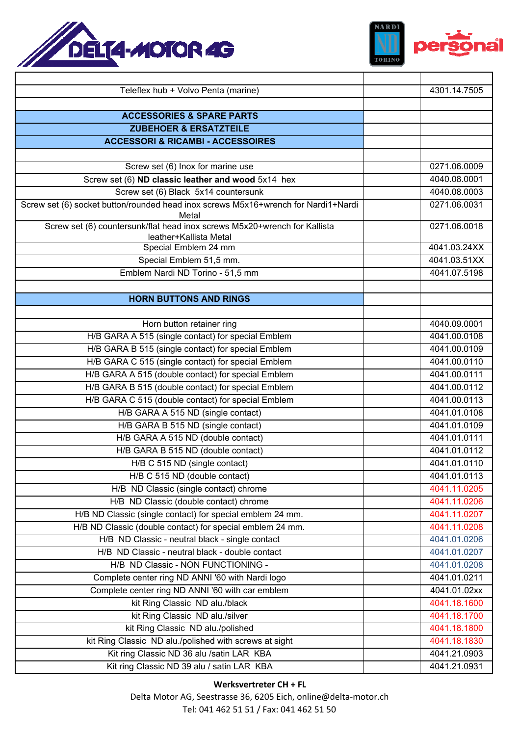| | | |
|---|---|---|
| Teleflex hub + Volvo Penta (marine) | | 4301.14.7505 |
| | | |
| **ACCESSORIES & SPARE PARTS** | | |
| **ZUBEHOER & ERSATZTEILE** | | |
| **ACCESSORI & RICAMBI - ACCESSOIRES** | | |
| | | |
| Screw set (6) Inox for marine use | | 0271.06.0009 |
| Screw set (6) **ND classic leather and wood** 5x14 hex | | 4040.08.0001 |
| Screw set (6) Black 5x14 countersunk | | 4040.08.0003 |
| Screw set (6) socket button/rounded head inox screws M5x16+wrench for Nardi1+Nardi Metal | | 0271.06.0031 |
| Screw set (6) countersunk/flat head inox screws M5x20+wrench for Kallista leather+Kallista Metal | | 0271.06.0018 |
| Special Emblem 24 mm | | 4041.03.24XX |
| Special Emblem 51,5 mm. | | 4041.03.51XX |
| Emblem Nardi ND Torino - 51,5 mm | | 4041.07.5198 |
| | | |
| **HORN BUTTONS AND RINGS** | | |
| | | |
| Horn button retainer ring | | 4040.09.0001 |
| H/B GARA A 515 (single contact) for special Emblem | | 4041.00.0108 |
| H/B GARA B 515 (single contact) for special Emblem | | 4041.00.0109 |
| H/B GARA C 515 (single contact) for special Emblem | | 4041.00.0110 |
| H/B GARA A 515 (double contact) for special Emblem | | 4041.00.0111 |
| H/B GARA B 515 (double contact) for special Emblem | | 4041.00.0112 |
| H/B GARA C 515 (double contact) for special Emblem | | 4041.00.0113 |
| H/B GARA A 515 ND (single contact) | | 4041.01.0108 |
| H/B GARA B 515 ND (single contact) | | 4041.01.0109 |
| H/B GARA A 515 ND (double contact) | | 4041.01.0111 |
| H/B GARA B 515 ND (double contact) | | 4041.01.0112 |
| H/B C 515 ND (single contact) | | 4041.01.0110 |
| H/B C 515 ND (double contact) | | 4041.01.0113 |
| H/B ND Classic (single contact) chrome | | 4041.11.0205 |
| H/B ND Classic (double contact) chrome | | 4041.11.0206 |
| H/B ND Classic (single contact) for special emblem 24 mm. | | 4041.11.0207 |
| H/B ND Classic (double contact) for special emblem 24 mm. | | 4041.11.0208 |
| H/B ND Classic - neutral black - single contact | | 4041.01.0206 |
| H/B ND Classic - neutral black - double contact | | 4041.01.0207 |
| H/B ND Classic - NON FUNCTIONING - | | 4041.01.0208 |
| Complete center ring ND ANNI '60 with Nardi logo | | 4041.01.0211 |
| Complete center ring ND ANNI '60 with car emblem | | 4041.01.02xx |
| kit Ring Classic ND alu./black | | 4041.18.1600 |
| kit Ring Classic ND alu./silver | | 4041.18.1700 |
| kit Ring Classic ND alu./polished | | 4041.18.1800 |
| kit Ring Classic ND alu./polished with screws at sight | | 4041.18.1830 |
| Kit ring Classic ND 36 alu /satin LAR KBA | | 4041.21.0903 |
| Kit ring Classic ND 39 alu / satin LAR KBA | | 4041.21.0931 |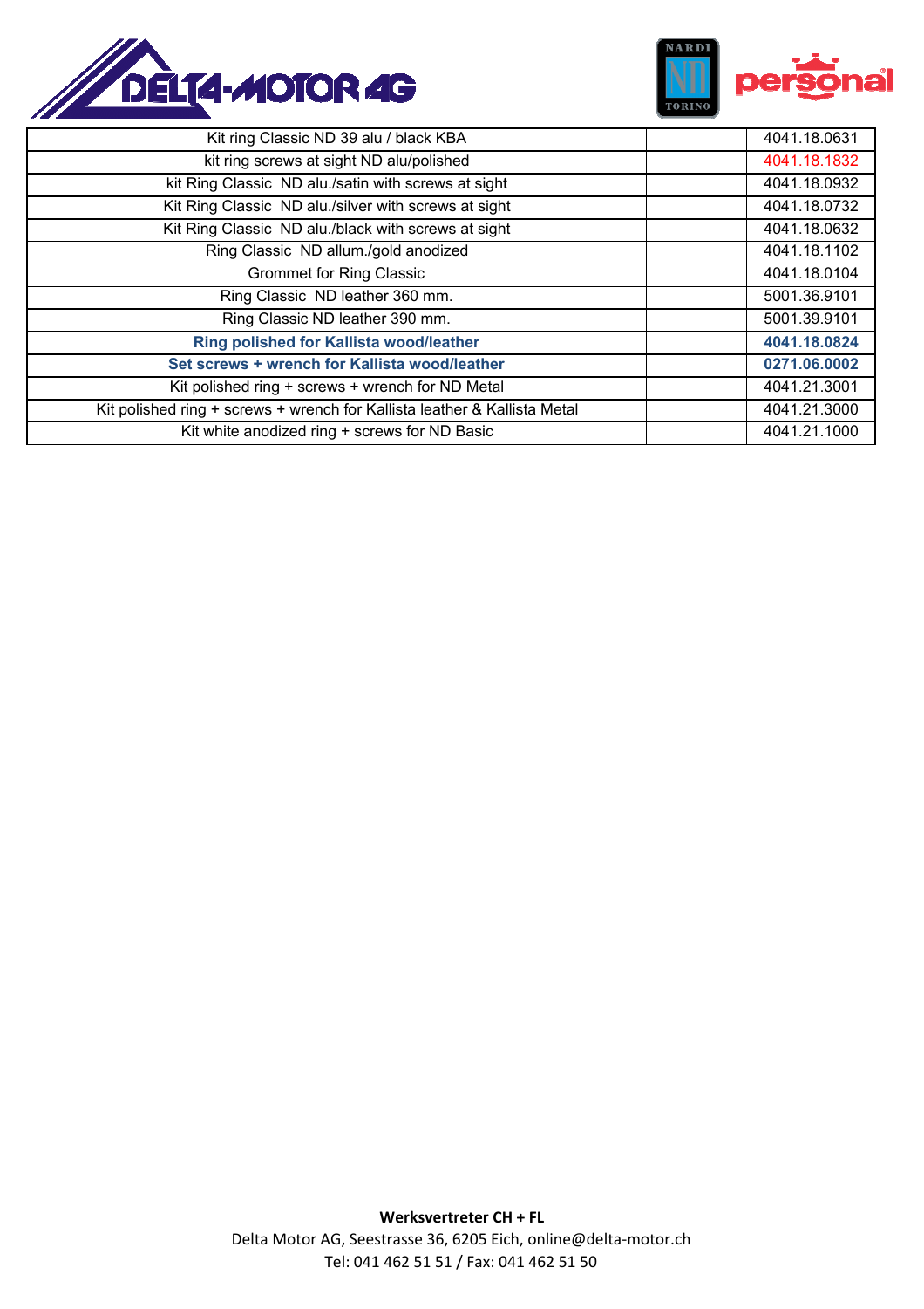| | | |
|---|---|---|
| Kit ring Classic ND 39 alu / black KBA | | 4041.18.0631 |
| kit ring screws at sight ND alu/polished | | 4041.18.1832 |
| kit Ring Classic  ND alu./satin with screws at sight | | 4041.18.0932 |
| Kit Ring Classic  ND alu./silver with screws at sight | | 4041.18.0732 |
| Kit Ring Classic  ND alu./black with screws at sight | | 4041.18.0632 |
| Ring Classic  ND allum./gold anodized | | 4041.18.1102 |
| Grommet for Ring Classic | | 4041.18.0104 |
| Ring Classic  ND leather 360 mm. | | 5001.36.9101 |
| Ring Classic ND leather 390 mm. | | 5001.39.9101 |
| **Ring polished for Kallista wood/leather** | | **4041.18.0824** |
| **Set screws + wrench for Kallista wood/leather** | | **0271.06.0002** |
| Kit polished ring + screws + wrench for ND Metal | | 4041.21.3001 |
| Kit polished ring + screws + wrench for Kallista leather & Kallista Metal | | 4041.21.3000 |
| Kit white anodized ring + screws for ND Basic | | 4041.21.1000 |

**Werksvertreter CH + FL**
Delta Motor AG, Seestrasse 36, 6205 Eich, online@delta-motor.ch
Tel: 041 462 51 51 / Fax: 041 462 51 50